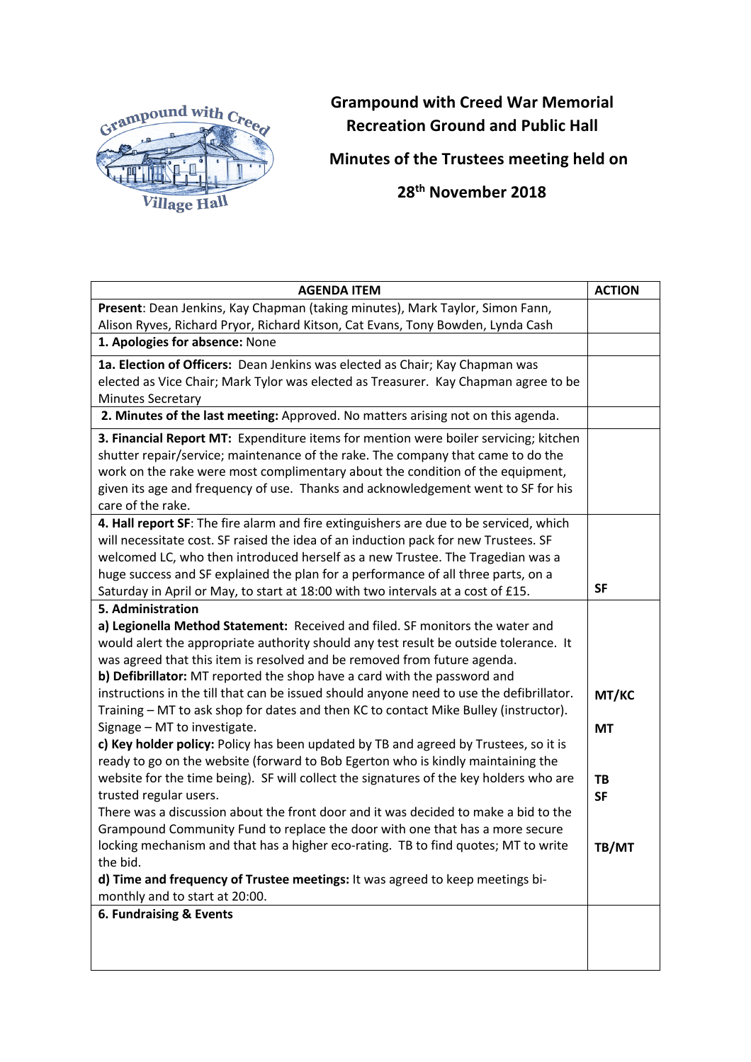**Grampound with Creed War Memorial Recreation Ground and Public Hall**

**Minutes of the Trustees meeting held on**

**28th November 2018**

| AGENDA ITEM | ACTION |
|---|---|
| **Present**: Dean Jenkins, Kay Chapman (taking minutes), Mark Taylor, Simon Fann, Alison Ryves, Richard Pryor, Richard Kitson, Cat Evans, Tony Bowden, Lynda Cash | |
| **1. Apologies for absence:** None | |
| **1a. Election of Officers:** Dean Jenkins was elected as Chair; Kay Chapman was elected as Vice Chair; Mark Tylor was elected as Treasurer. Kay Chapman agree to be Minutes Secretary | |
| **2. Minutes of the last meeting:** Approved. No matters arising not on this agenda. | |
| **3. Financial Report MT:** Expenditure items for mention were boiler servicing; kitchen shutter repair/service; maintenance of the rake. The company that came to do the work on the rake were most complimentary about the condition of the equipment, given its age and frequency of use. Thanks and acknowledgement went to SF for his care of the rake. | |
| **4. Hall report SF**: The fire alarm and fire extinguishers are due to be serviced, which will necessitate cost. SF raised the idea of an induction pack for new Trustees. SF welcomed LC, who then introduced herself as a new Trustee. The Tragedian was a huge success and SF explained the plan for a performance of all three parts, on a Saturday in April or May, to start at 18:00 with two intervals at a cost of £15. | **SF** |
| **5. Administration**<br>**a) Legionella Method Statement:** Received and filed. SF monitors the water and would alert the appropriate authority should any test result be outside tolerance. It was agreed that this item is resolved and be removed from future agenda.<br>**b) Defibrillator:** MT reported the shop have a card with the password and instructions in the till that can be issued should anyone need to use the defibrillator. Training – MT to ask shop for dates and then KC to contact Mike Bulley (instructor). Signage – MT to investigate.<br>**c) Key holder policy:** Policy has been updated by TB and agreed by Trustees, so it is ready to go on the website (forward to Bob Egerton who is kindly maintaining the website for the time being). SF will collect the signatures of the key holders who are trusted regular users.<br>There was a discussion about the front door and it was decided to make a bid to the Grampound Community Fund to replace the door with one that has a more secure locking mechanism and that has a higher eco-rating. TB to find quotes; MT to write the bid.<br>**d) Time and frequency of Trustee meetings:** It was agreed to keep meetings bi-monthly and to start at 20:00. | **MT/KC**<br>**MT**<br>**TB**<br>**SF**<br>**TB/MT** |
| **6. Fundraising & Events** | |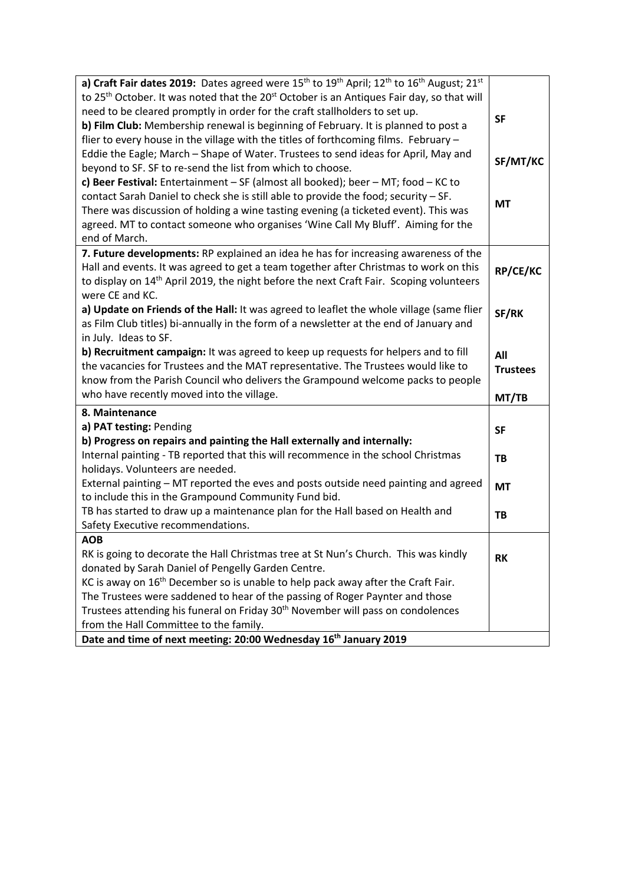| | |
|---|---|
| **a) Craft Fair dates 2019:** Dates agreed were 15th to 19th April; 12th to 16th August; 21st to 25th October. It was noted that the 20st October is an Antiques Fair day, so that will need to be cleared promptly in order for the craft stallholders to set up.<br>**b) Film Club:** Membership renewal is beginning of February. It is planned to post a flier to every house in the village with the titles of forthcoming films. February – Eddie the Eagle; March – Shape of Water. Trustees to send ideas for April, May and beyond to SF. SF to re-send the list from which to choose.<br>**c) Beer Festival:** Entertainment – SF (almost all booked); beer – MT; food – KC to contact Sarah Daniel to check she is still able to provide the food; security – SF. There was discussion of holding a wine tasting evening (a ticketed event). This was agreed. MT to contact someone who organises 'Wine Call My Bluff'. Aiming for the end of March. | **SF**<br><br>**SF/MT/KC**<br><br>**MT** |
| **7. Future developments:** RP explained an idea he has for increasing awareness of the Hall and events. It was agreed to get a team together after Christmas to work on this to display on 14th April 2019, the night before the next Craft Fair. Scoping volunteers were CE and KC.<br>**a) Update on Friends of the Hall:** It was agreed to leaflet the whole village (same flier as Film Club titles) bi-annually in the form of a newsletter at the end of January and in July. Ideas to SF.<br>**b) Recruitment campaign:** It was agreed to keep up requests for helpers and to fill the vacancies for Trustees and the MAT representative. The Trustees would like to know from the Parish Council who delivers the Grampound welcome packs to people who have recently moved into the village. | **RP/CE/KC**<br><br>**SF/RK**<br><br>**All Trustees**<br><br>**MT/TB** |
| **8. Maintenance**<br>**a) PAT testing:** Pending<br>**b) Progress on repairs and painting the Hall externally and internally:**<br>Internal painting - TB reported that this will recommence in the school Christmas holidays. Volunteers are needed.<br>External painting – MT reported the eves and posts outside need painting and agreed to include this in the Grampound Community Fund bid.<br>TB has started to draw up a maintenance plan for the Hall based on Health and Safety Executive recommendations. | **SF**<br><br>**TB**<br><br>**MT**<br><br>**TB** |
| **AOB**<br>RK is going to decorate the Hall Christmas tree at St Nun's Church. This was kindly donated by Sarah Daniel of Pengelly Garden Centre.<br>KC is away on 16th December so is unable to help pack away after the Craft Fair.<br>The Trustees were saddened to hear of the passing of Roger Paynter and those Trustees attending his funeral on Friday 30th November will pass on condolences from the Hall Committee to the family. | **RK** |
| **Date and time of next meeting: 20:00 Wednesday 16th January 2019** | |